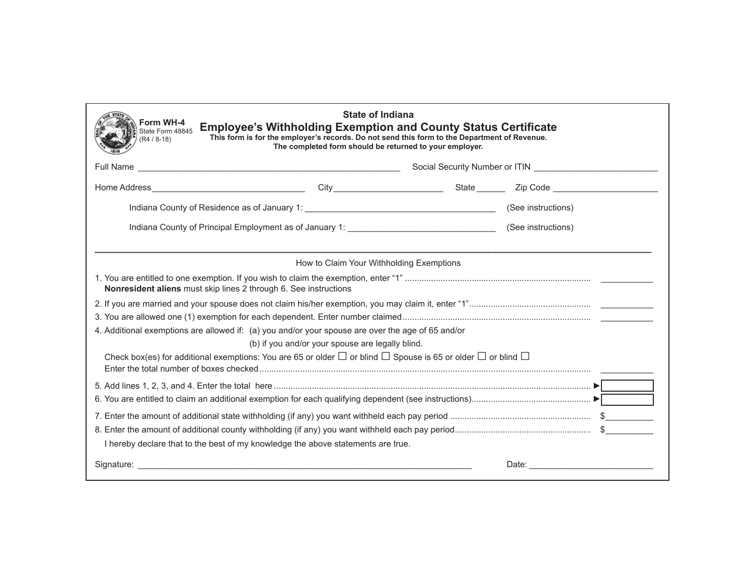Form WH-4
State Form 48845
(R4 / 8-18)

# State of Indiana

## Employee's Withholding Exemption and County Status Certificate

**This form is for the employer's records. Do not send this form to the Department of Revenue.**
**The completed form should be returned to your employer.**

Full Name ______________________________________________ Social Security Number or ITIN ______________________

Home Address ____________________________ City ____________________ State ______ Zip Code ____________________

Indiana County of Residence as of January 1: ____________________________________ (See instructions)

Indiana County of Principal Employment as of January 1: ____________________________ (See instructions)

---

How to Claim Your Withholding Exemptions

1. You are entitled to one exemption. If you wish to claim the exemption, enter "1" .......... ___________
   **Nonresident aliens** must skip lines 2 through 6. See instructions
2. If you are married and your spouse does not claim his/her exemption, you may claim it, enter "1".......... ___________
3. You are allowed one (1) exemption for each dependent. Enter number claimed.......... ___________
4. Additional exemptions are allowed if: (a) you and/or your spouse are over the age of 65 and/or
   (b) if you and/or your spouse are legally blind.
   Check box(es) for additional exemptions: You are 65 or older ☐ or blind ☐ Spouse is 65 or older ☐ or blind ☐
   Enter the total number of boxes checked.......... ___________
5. Add lines 1, 2, 3, and 4. Enter the total here.......... ► ___________
6. You are entitled to claim an additional exemption for each qualifying dependent (see instructions).......... ► ___________
7. Enter the amount of additional state withholding (if any) you want withheld each pay period .......... $__________
8. Enter the amount of additional county withholding (if any) you want withheld each pay period.......... $__________

I hereby declare that to the best of my knowledge the above statements are true.

Signature: ____________________________________________________________ Date: ________________________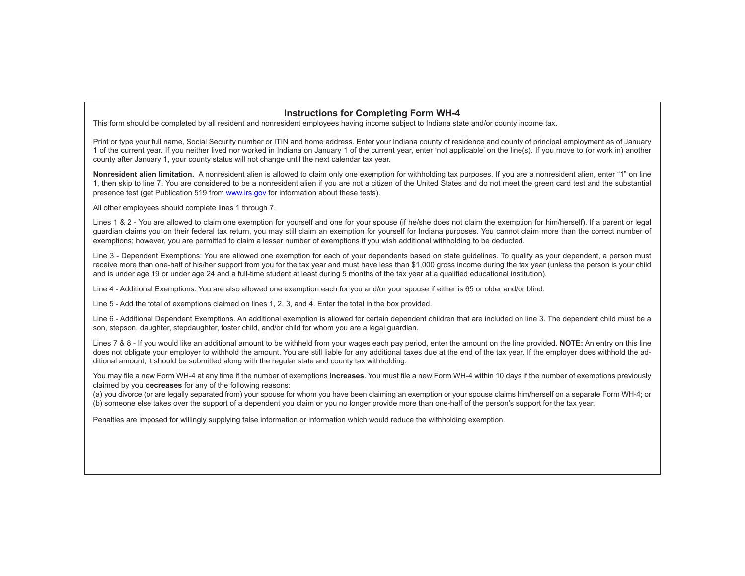## Instructions for Completing Form WH-4

This form should be completed by all resident and nonresident employees having income subject to Indiana state and/or county income tax.

Print or type your full name, Social Security number or ITIN and home address. Enter your Indiana county of residence and county of principal employment as of January 1 of the current year. If you neither lived nor worked in Indiana on January 1 of the current year, enter 'not applicable' on the line(s). If you move to (or work in) another county after January 1, your county status will not change until the next calendar tax year.

**Nonresident alien limitation.** A nonresident alien is allowed to claim only one exemption for withholding tax purposes. If you are a nonresident alien, enter "1" on line 1, then skip to line 7. You are considered to be a nonresident alien if you are not a citizen of the United States and do not meet the green card test and the substantial presence test (get Publication 519 from www.irs.gov for information about these tests).

All other employees should complete lines 1 through 7.

Lines 1 & 2 - You are allowed to claim one exemption for yourself and one for your spouse (if he/she does not claim the exemption for him/herself). If a parent or legal guardian claims you on their federal tax return, you may still claim an exemption for yourself for Indiana purposes. You cannot claim more than the correct number of exemptions; however, you are permitted to claim a lesser number of exemptions if you wish additional withholding to be deducted.

Line 3 - Dependent Exemptions: You are allowed one exemption for each of your dependents based on state guidelines. To qualify as your dependent, a person must receive more than one-half of his/her support from you for the tax year and must have less than $1,000 gross income during the tax year (unless the person is your child and is under age 19 or under age 24 and a full-time student at least during 5 months of the tax year at a qualified educational institution).

Line 4 - Additional Exemptions. You are also allowed one exemption each for you and/or your spouse if either is 65 or older and/or blind.

Line 5 - Add the total of exemptions claimed on lines 1, 2, 3, and 4. Enter the total in the box provided.

Line 6 - Additional Dependent Exemptions. An additional exemption is allowed for certain dependent children that are included on line 3. The dependent child must be a son, stepson, daughter, stepdaughter, foster child, and/or child for whom you are a legal guardian.

Lines 7 & 8 - If you would like an additional amount to be withheld from your wages each pay period, enter the amount on the line provided. **NOTE:** An entry on this line does not obligate your employer to withhold the amount. You are still liable for any additional taxes due at the end of the tax year. If the employer does withhold the additional amount, it should be submitted along with the regular state and county tax withholding.

You may file a new Form WH-4 at any time if the number of exemptions **increases**. You must file a new Form WH-4 within 10 days if the number of exemptions previously claimed by you **decreases** for any of the following reasons:
(a) you divorce (or are legally separated from) your spouse for whom you have been claiming an exemption or your spouse claims him/herself on a separate Form WH-4; or
(b) someone else takes over the support of a dependent you claim or you no longer provide more than one-half of the person's support for the tax year.

Penalties are imposed for willingly supplying false information or information which would reduce the withholding exemption.